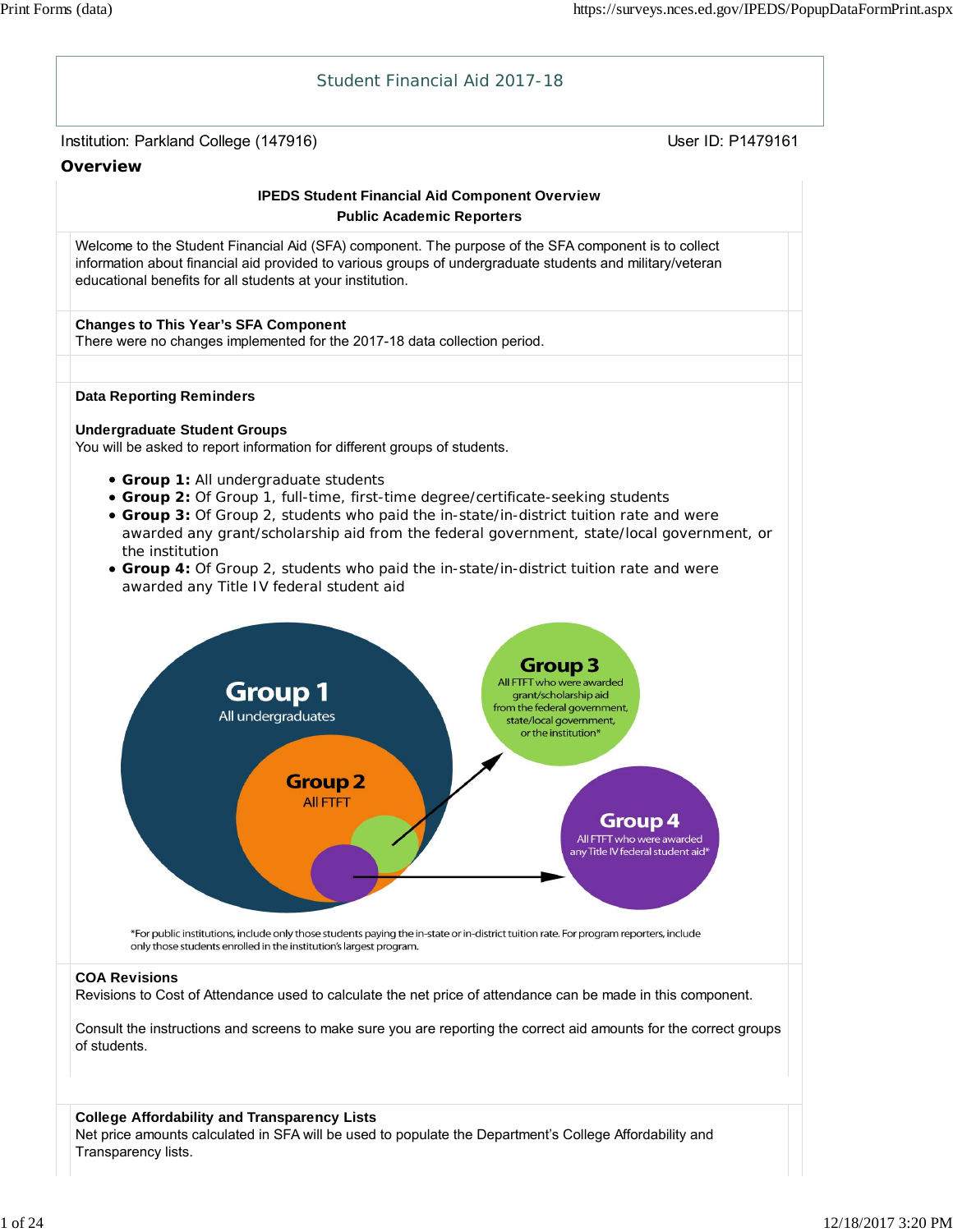# Student Financial Aid 2017-18

Institution: Parkland College (147916)

User ID: P1479161

## Overview

**IPEDS Student Financial Aid Component Overview**

**Public Academic Reporters**

Welcome to the Student Financial Aid (SFA) component. The purpose of the SFA component is to collect information about financial aid provided to various groups of undergraduate students and military/veteran educational benefits for all students at your institution.

**Changes to This Year's SFA Component**

There were no changes implemented for the 2017-18 data collection period.

**Data Reporting Reminders**

**Undergraduate Student Groups**

You will be asked to report information for different groups of students.

- **Group 1:** All undergraduate students
- **Group 2:** Of Group 1, full-time, first-time degree/certificate-seeking students
- **Group 3:** Of Group 2, students who paid the in-state/in-district tuition rate and were awarded any grant/scholarship aid from the federal government, state/local government, or the institution
- **Group 4:** Of Group 2, students who paid the in-state/in-district tuition rate and were awarded any Title IV federal student aid

Group 1
All undergraduates

Group 2
All FTFT

Group 3
All FTFT who were awarded grant/scholarship aid from the federal government, state/local government, or the institution*

Group 4
All FTFT who were awarded any Title IV federal student aid*

*For public institutions, include only those students paying the in-state or in-district tuition rate. For program reporters, include only those students enrolled in the institution's largest program.

**COA Revisions**

Revisions to Cost of Attendance used to calculate the net price of attendance can be made in this component.

Consult the instructions and screens to make sure you are reporting the correct aid amounts for the correct groups of students.

**College Affordability and Transparency Lists**

Net price amounts calculated in SFA will be used to populate the Department's College Affordability and Transparency lists.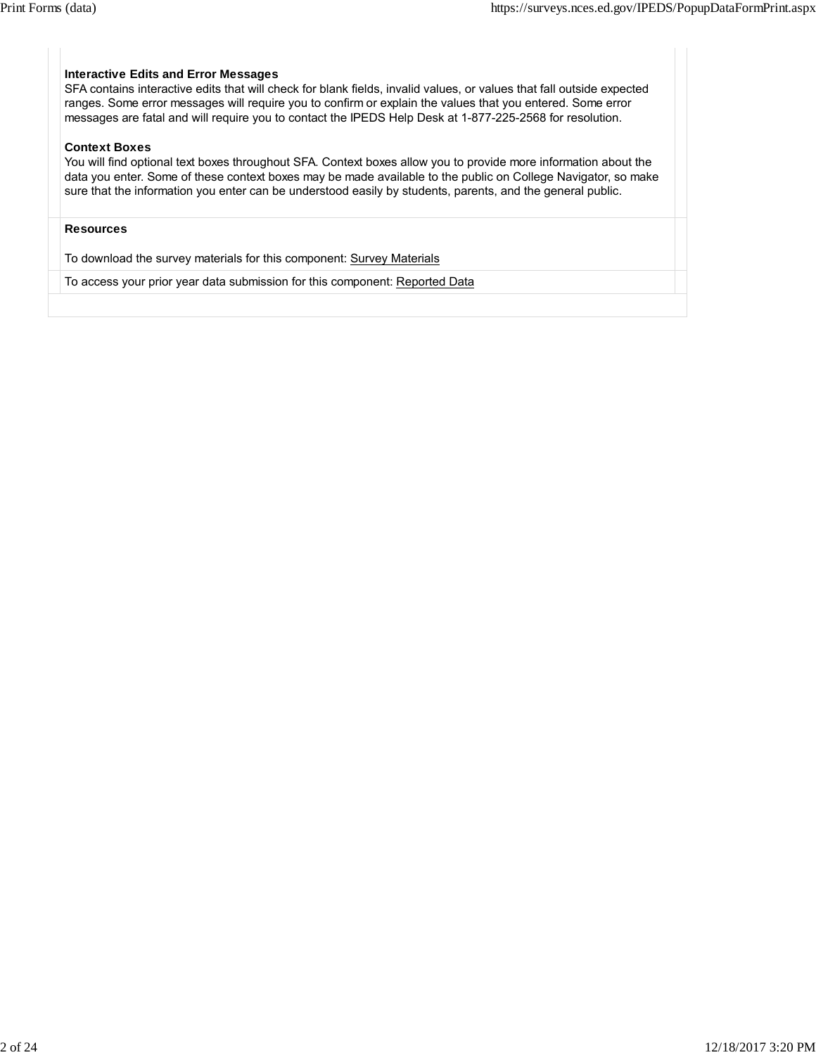**Interactive Edits and Error Messages**
SFA contains interactive edits that will check for blank fields, invalid values, or values that fall outside expected ranges. Some error messages will require you to confirm or explain the values that you entered. Some error messages are fatal and will require you to contact the IPEDS Help Desk at 1-877-225-2568 for resolution.

**Context Boxes**
You will find optional text boxes throughout SFA. Context boxes allow you to provide more information about the data you enter. Some of these context boxes may be made available to the public on College Navigator, so make sure that the information you enter can be understood easily by students, parents, and the general public.

**Resources**

To download the survey materials for this component: Survey Materials

To access your prior year data submission for this component: Reported Data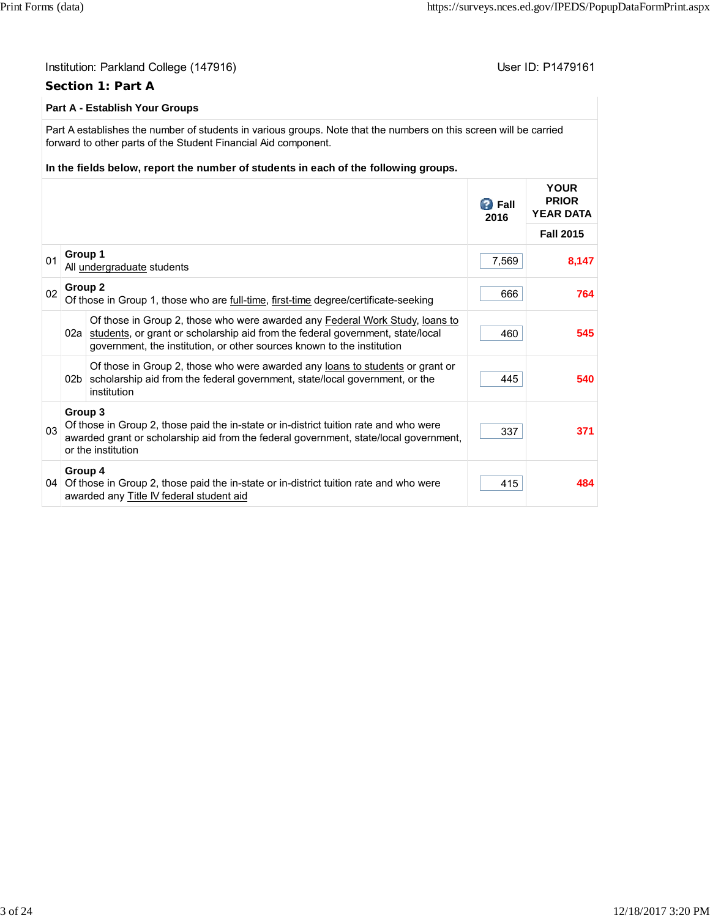Institution: Parkland College (147916)

User ID: P1479161

## Section 1: Part A

### Part A - Establish Your Groups

Part A establishes the number of students in various groups. Note that the numbers on this screen will be carried forward to other parts of the Student Financial Aid component.

**In the fields below, report the number of students in each of the following groups.**

| | | Fall 2016 | YOUR PRIOR YEAR DATA Fall 2015 |
|---|---|---|---|
| 01 | **Group 1** All undergraduate students | 7,569 | 8,147 |
| 02 | **Group 2** Of those in Group 1, those who are full-time, first-time degree/certificate-seeking | 666 | 764 |
| 02a | Of those in Group 2, those who were awarded any Federal Work Study, loans to students, or grant or scholarship aid from the federal government, state/local government, the institution, or other sources known to the institution | 460 | 545 |
| 02b | Of those in Group 2, those who were awarded any loans to students or grant or scholarship aid from the federal government, state/local government, or the institution | 445 | 540 |
| 03 | **Group 3** Of those in Group 2, those paid the in-state or in-district tuition rate and who were awarded grant or scholarship aid from the federal government, state/local government, or the institution | 337 | 371 |
| 04 | **Group 4** Of those in Group 2, those paid the in-state or in-district tuition rate and who were awarded any Title IV federal student aid | 415 | 484 |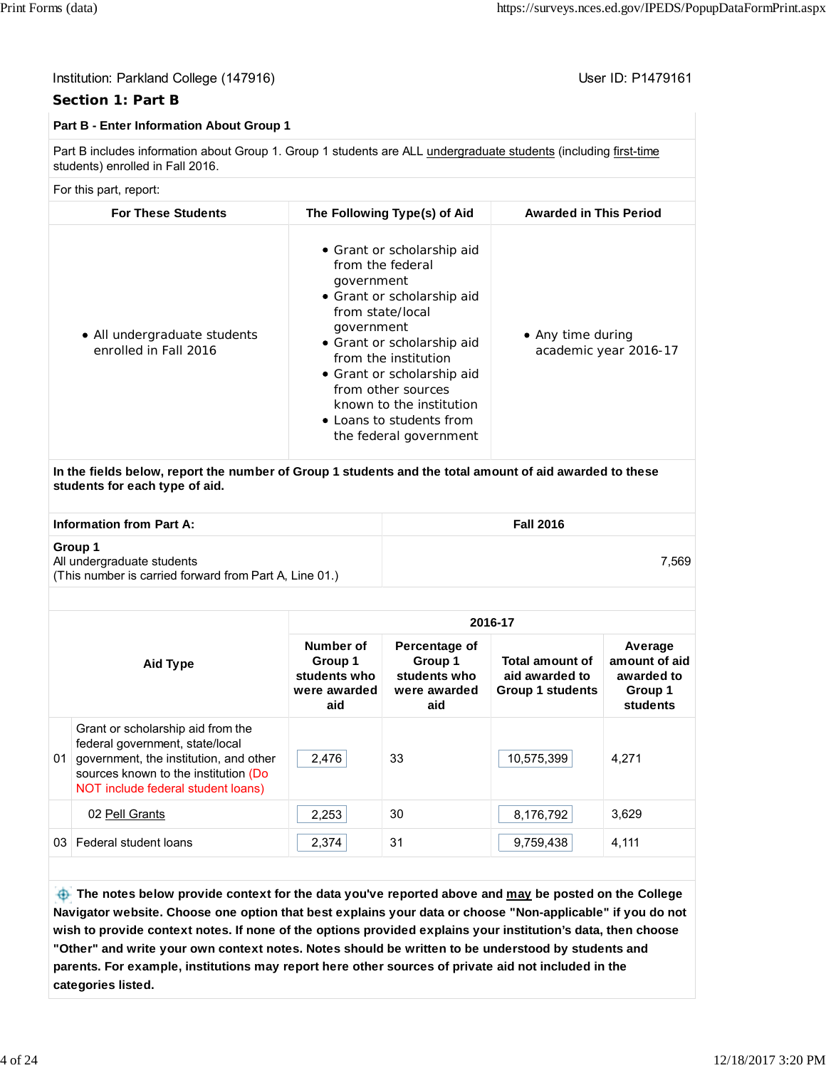Institution: Parkland College (147916)

User ID: P1479161

## Section 1: Part B

**Part B - Enter Information About Group 1**

Part B includes information about Group 1. Group 1 students are ALL undergraduate students (including first-time students) enrolled in Fall 2016.

For this part, report:

| For These Students | The Following Type(s) of Aid | Awarded in This Period |
|---|---|---|
| • All undergraduate students enrolled in Fall 2016 | • Grant or scholarship aid from the federal government<br>• Grant or scholarship aid from state/local government<br>• Grant or scholarship aid from the institution<br>• Grant or scholarship aid from other sources known to the institution<br>• Loans to students from the federal government | • Any time during academic year 2016-17 |

**In the fields below, report the number of Group 1 students and the total amount of aid awarded to these students for each type of aid.**

| Information from Part A: | Fall 2016 |
|---|---|
| **Group 1**<br>All undergraduate students<br>(This number is carried forward from Part A, Line 01.) | 7,569 |

| | Aid Type | 2016-17 | | | |
|---|---|---|---|---|---|
| | | **Number of Group 1 students who were awarded aid** | **Percentage of Group 1 students who were awarded aid** | **Total amount of aid awarded to Group 1 students** | **Average amount of aid awarded to Group 1 students** |
| 01 | Grant or scholarship aid from the federal government, state/local government, the institution, and other sources known to the institution (Do NOT include federal student loans) | 2,476 | 33 | 10,575,399 | 4,271 |
| | 02 Pell Grants | 2,253 | 30 | 8,176,792 | 3,629 |
| 03 | Federal student loans | 2,374 | 31 | 9,759,438 | 4,111 |

**The notes below provide context for the data you've reported above and may be posted on the College Navigator website. Choose one option that best explains your data or choose "Non-applicable" if you do not wish to provide context notes. If none of the options provided explains your institution's data, then choose "Other" and write your own context notes. Notes should be written to be understood by students and parents. For example, institutions may report here other sources of private aid not included in the categories listed.**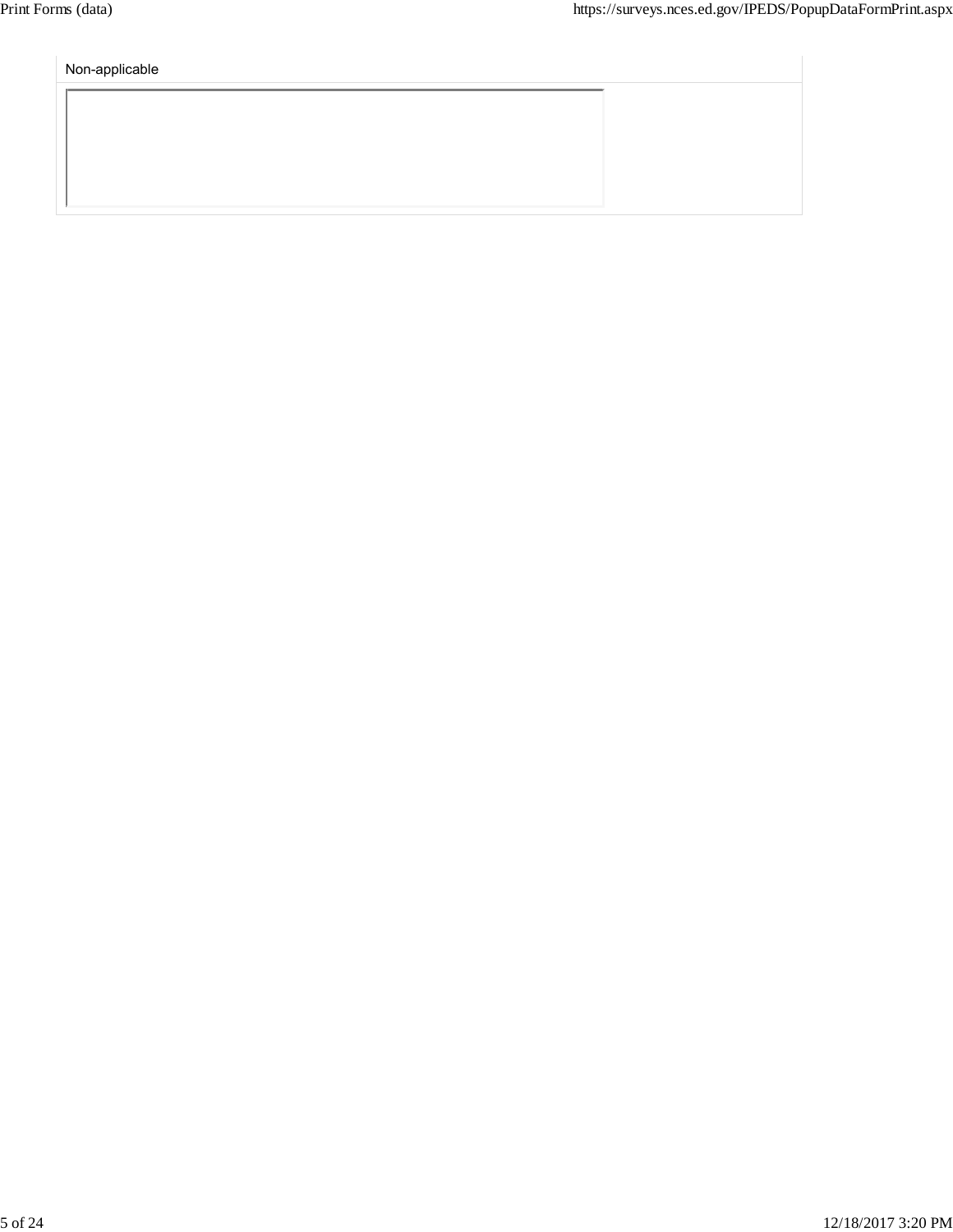Non-applicable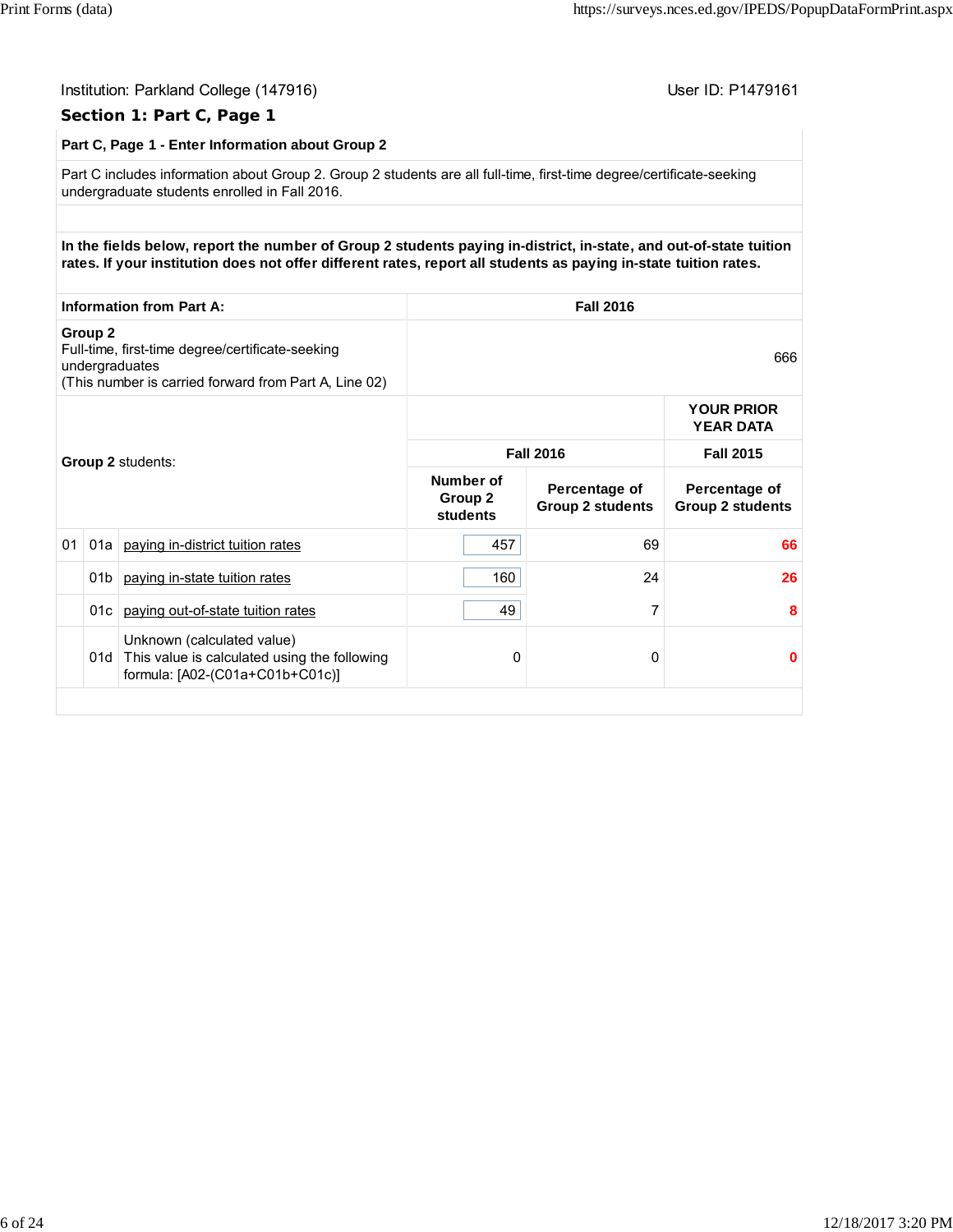Institution: Parkland College (147916)

User ID: P1479161

## Section 1: Part C, Page 1

**Part C, Page 1 - Enter Information about Group 2**

Part C includes information about Group 2. Group 2 students are all full-time, first-time degree/certificate-seeking undergraduate students enrolled in Fall 2016.

**In the fields below, report the number of Group 2 students paying in-district, in-state, and out-of-state tuition rates. If your institution does not offer different rates, report all students as paying in-state tuition rates.**

| **Information from Part A:** | **Fall 2016** |
|---|---|
| **Group 2** Full-time, first-time degree/certificate-seeking undergraduates (This number is carried forward from Part A, Line 02) | 666 |

| | | **Group 2** students: | | | **YOUR PRIOR YEAR DATA** |
|---|---|---|---|---|---|
| | | | **Fall 2016** | | **Fall 2015** |
| | | | **Number of Group 2 students** | **Percentage of Group 2 students** | **Percentage of Group 2 students** |
| 01 | 01a | paying in-district tuition rates | 457 | 69 | 66 |
| | 01b | paying in-state tuition rates | 160 | 24 | 26 |
| | 01c | paying out-of-state tuition rates | 49 | 7 | 8 |
| | 01d | Unknown (calculated value) This value is calculated using the following formula: [A02-(C01a+C01b+C01c)] | 0 | 0 | 0 |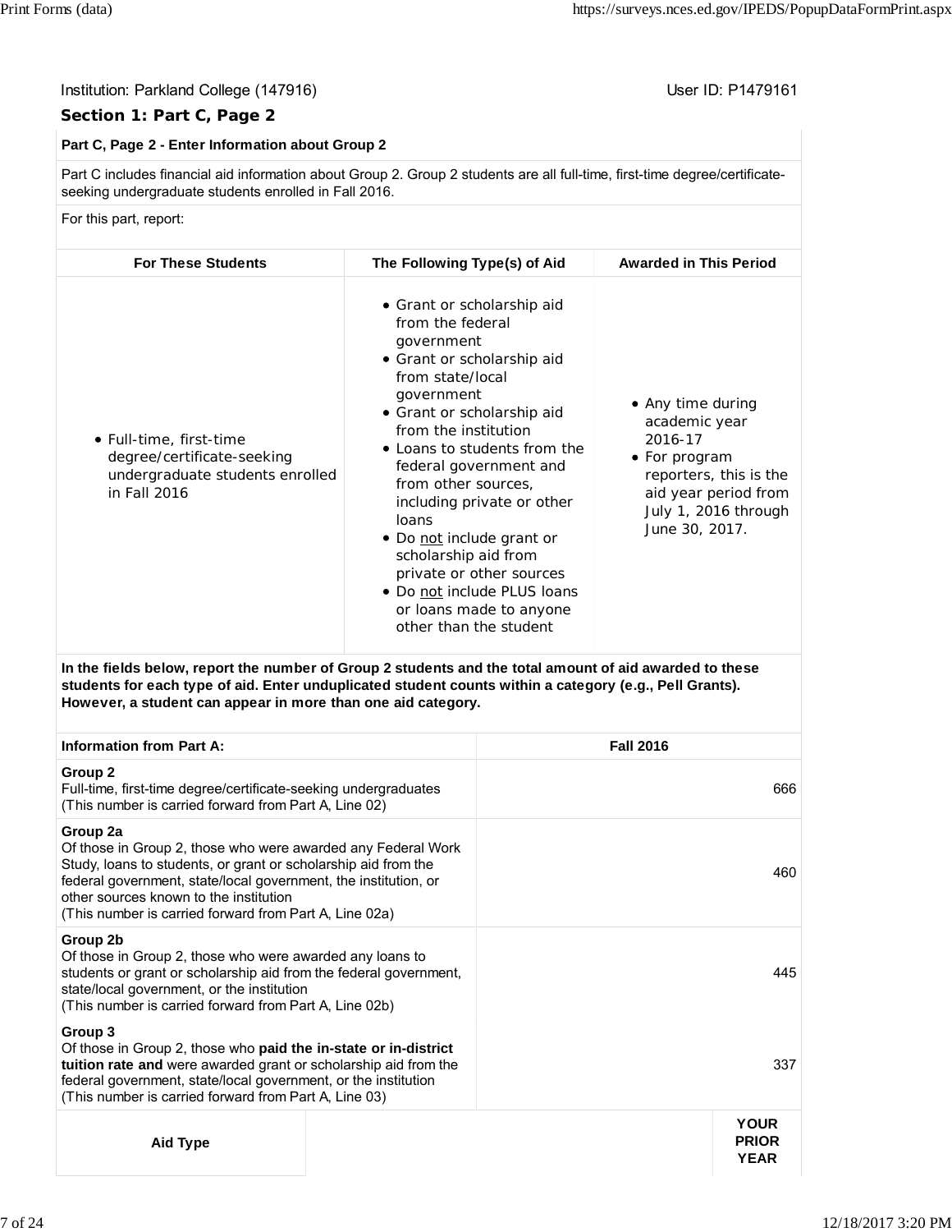Institution: Parkland College (147916)

User ID: P1479161

## Section 1: Part C, Page 2

**Part C, Page 2 - Enter Information about Group 2**

Part C includes financial aid information about Group 2. Group 2 students are all full-time, first-time degree/certificate-seeking undergraduate students enrolled in Fall 2016.

For this part, report:

| For These Students | The Following Type(s) of Aid | Awarded in This Period |
|---|---|---|
| • Full-time, first-time degree/certificate-seeking undergraduate students enrolled in Fall 2016 | • Grant or scholarship aid from the federal government<br>• Grant or scholarship aid from state/local government<br>• Grant or scholarship aid from the institution<br>• Loans to students from the federal government and from other sources, including private or other loans<br>• Do not include grant or scholarship aid from private or other sources<br>• Do not include PLUS loans or loans made to anyone other than the student | • Any time during academic year 2016-17<br>• For program reporters, this is the aid year period from July 1, 2016 through June 30, 2017. |

**In the fields below, report the number of Group 2 students and the total amount of aid awarded to these students for each type of aid. Enter unduplicated student counts within a category (e.g., Pell Grants). However, a student can appear in more than one aid category.**

| Information from Part A: | Fall 2016 |
|---|---|
| **Group 2**<br>Full-time, first-time degree/certificate-seeking undergraduates<br>(This number is carried forward from Part A, Line 02) | 666 |
| **Group 2a**<br>Of those in Group 2, those who were awarded any Federal Work Study, loans to students, or grant or scholarship aid from the federal government, state/local government, the institution, or other sources known to the institution<br>(This number is carried forward from Part A, Line 02a) | 460 |
| **Group 2b**<br>Of those in Group 2, those who were awarded any loans to students or grant or scholarship aid from the federal government, state/local government, or the institution<br>(This number is carried forward from Part A, Line 02b) | 445 |
| **Group 3**<br>Of those in Group 2, those who **paid the in-state or in-district tuition rate and** were awarded grant or scholarship aid from the federal government, state/local government, or the institution<br>(This number is carried forward from Part A, Line 03) | 337 |

| Aid Type | | YOUR PRIOR YEAR |
|---|---|---|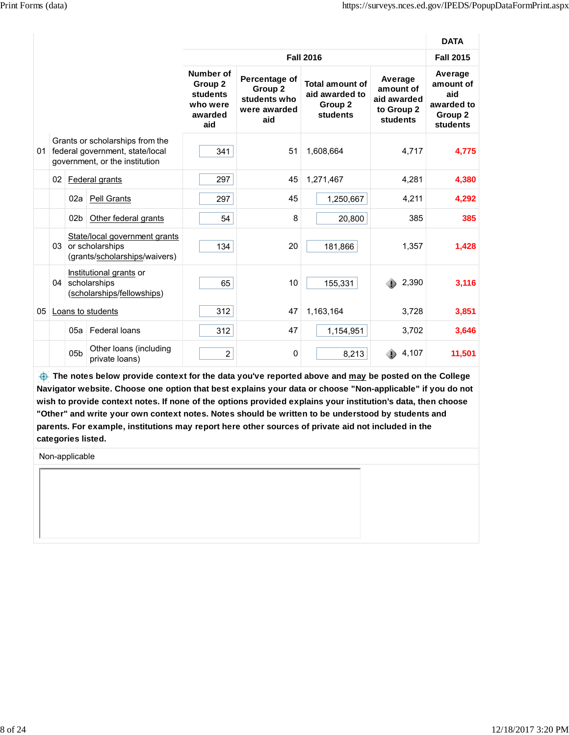| | | DATA |
|---|---|---|
| | Fall 2016 | | | | Fall 2015 |

| Line | Item | Number of Group 2 students who were awarded aid | Percentage of Group 2 students who were awarded aid | Total amount of aid awarded to Group 2 students | Average amount of aid awarded to Group 2 students | Average amount of aid awarded to Group 2 students (Fall 2015) |
|---|---|---|---|---|---|---|
| 01 | Grants or scholarships from the federal government, state/local government, or the institution | 341 | 51 | 1,608,664 | 4,717 | **4,775** |
| 02 | Federal grants | 297 | 45 | 1,271,467 | 4,281 | **4,380** |
| 02a | Pell Grants | 297 | 45 | 1,250,667 | 4,211 | **4,292** |
| 02b | Other federal grants | 54 | 8 | 20,800 | 385 | **385** |
| 03 | State/local government grants or scholarships (grants/scholarships/waivers) | 134 | 20 | 181,866 | 1,357 | **1,428** |
| 04 | Institutional grants or scholarships (scholarships/fellowships) | 65 | 10 | 155,331 | 2,390 | **3,116** |
| 05 | Loans to students | 312 | 47 | 1,163,164 | 3,728 | **3,851** |
| 05a | Federal loans | 312 | 47 | 1,154,951 | 3,702 | **3,646** |
| 05b | Other loans (including private loans) | 2 | 0 | 8,213 | 4,107 | **11,501** |

**The notes below provide context for the data you've reported above and may be posted on the College Navigator website. Choose one option that best explains your data or choose "Non-applicable" if you do not wish to provide context notes. If none of the options provided explains your institution's data, then choose "Other" and write your own context notes. Notes should be written to be understood by students and parents. For example, institutions may report here other sources of private aid not included in the categories listed.**

Non-applicable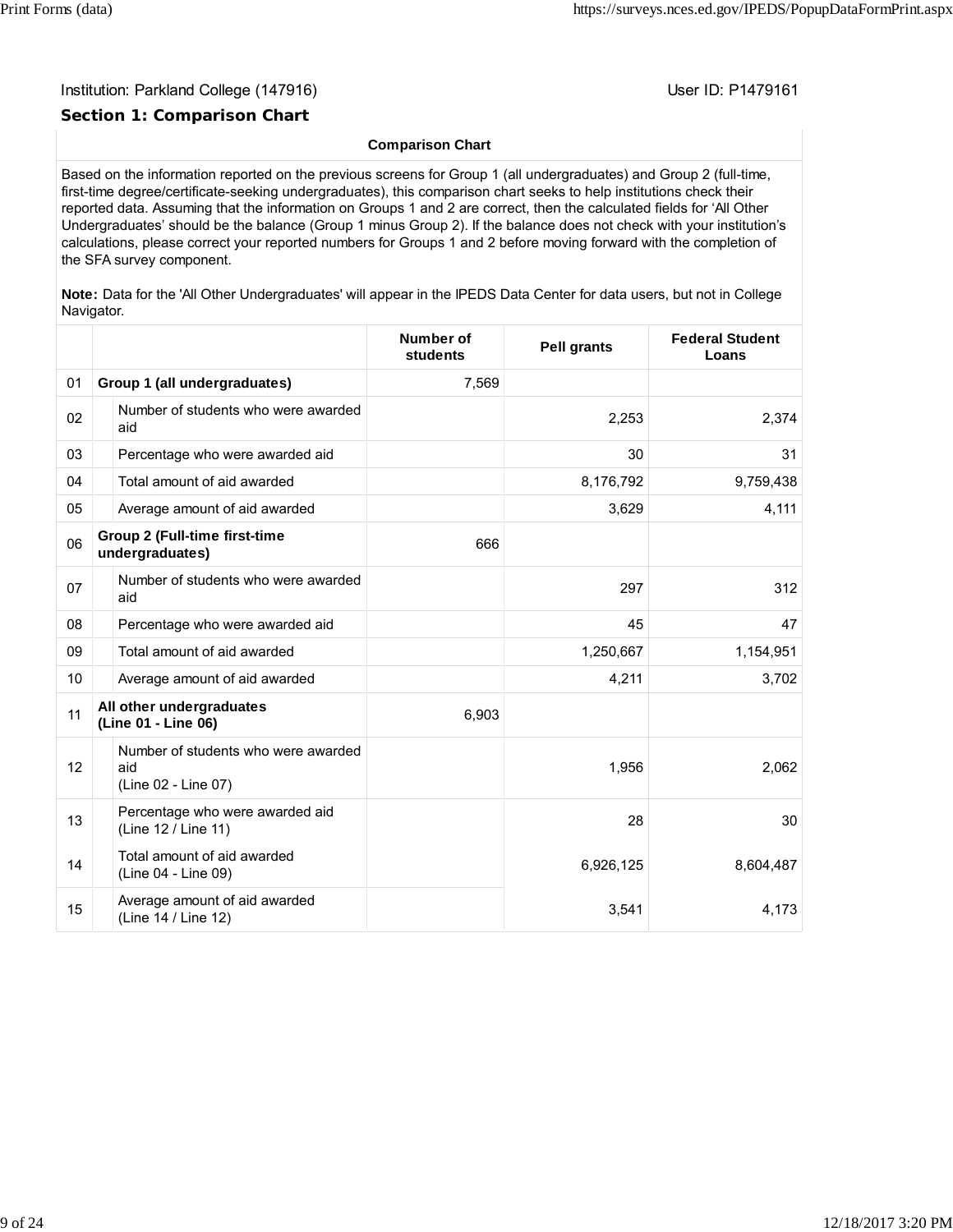Institution: Parkland College (147916)

User ID: P1479161

## Section 1: Comparison Chart

**Comparison Chart**

Based on the information reported on the previous screens for Group 1 (all undergraduates) and Group 2 (full-time, first-time degree/certificate-seeking undergraduates), this comparison chart seeks to help institutions check their reported data. Assuming that the information on Groups 1 and 2 are correct, then the calculated fields for 'All Other Undergraduates' should be the balance (Group 1 minus Group 2). If the balance does not check with your institution's calculations, please correct your reported numbers for Groups 1 and 2 before moving forward with the completion of the SFA survey component.

**Note:** Data for the 'All Other Undergraduates' will appear in the IPEDS Data Center for data users, but not in College Navigator.

| | | | Number of students | Pell grants | Federal Student Loans |
|---|---|---|---|---|---|
| 01 | **Group 1 (all undergraduates)** | | 7,569 | | |
| 02 | | Number of students who were awarded aid | | 2,253 | 2,374 |
| 03 | | Percentage who were awarded aid | | 30 | 31 |
| 04 | | Total amount of aid awarded | | 8,176,792 | 9,759,438 |
| 05 | | Average amount of aid awarded | | 3,629 | 4,111 |
| 06 | **Group 2 (Full-time first-time undergraduates)** | | 666 | | |
| 07 | | Number of students who were awarded aid | | 297 | 312 |
| 08 | | Percentage who were awarded aid | | 45 | 47 |
| 09 | | Total amount of aid awarded | | 1,250,667 | 1,154,951 |
| 10 | | Average amount of aid awarded | | 4,211 | 3,702 |
| 11 | **All other undergraduates (Line 01 - Line 06)** | | 6,903 | | |
| 12 | | Number of students who were awarded aid (Line 02 - Line 07) | | 1,956 | 2,062 |
| 13 | | Percentage who were awarded aid (Line 12 / Line 11) | | 28 | 30 |
| 14 | | Total amount of aid awarded (Line 04 - Line 09) | | 6,926,125 | 8,604,487 |
| 15 | | Average amount of aid awarded (Line 14 / Line 12) | | 3,541 | 4,173 |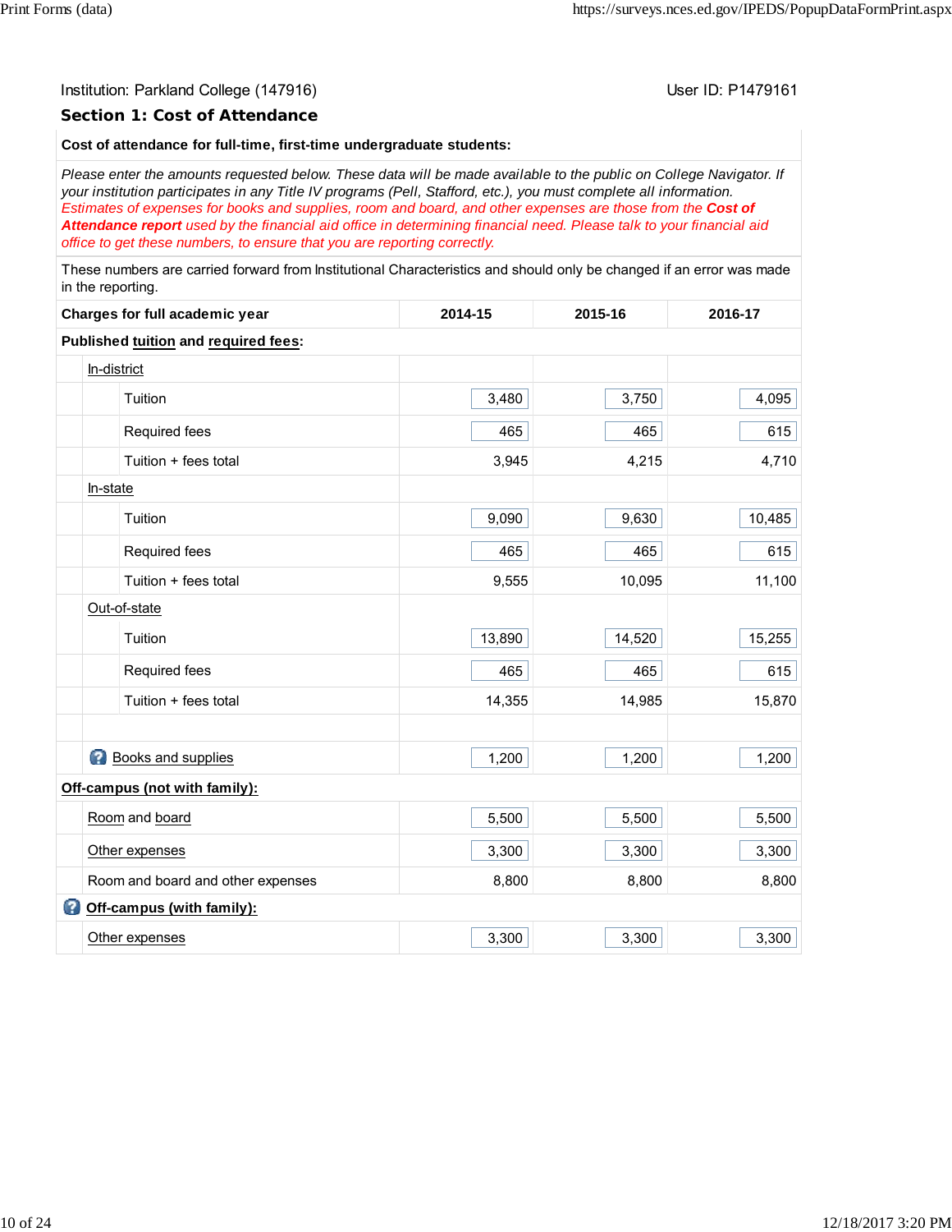Institution: Parkland College (147916)

User ID: P1479161

## Section 1: Cost of Attendance

**Cost of attendance for full-time, first-time undergraduate students:**

*Please enter the amounts requested below. These data will be made available to the public on College Navigator. If your institution participates in any Title IV programs (Pell, Stafford, etc.), you must complete all information.*
*Estimates of expenses for books and supplies, room and board, and other expenses are those from the* ***Cost of Attendance report*** *used by the financial aid office in determining financial need. Please talk to your financial aid office to get these numbers, to ensure that you are reporting correctly.*

These numbers are carried forward from Institutional Characteristics and should only be changed if an error was made in the reporting.

| Charges for full academic year | 2014-15 | 2015-16 | 2016-17 |
|---|---|---|---|
| **Published tuition and required fees:** | | | |
| In-district | | | |
| Tuition | 3,480 | 3,750 | 4,095 |
| Required fees | 465 | 465 | 615 |
| Tuition + fees total | 3,945 | 4,215 | 4,710 |
| In-state | | | |
| Tuition | 9,090 | 9,630 | 10,485 |
| Required fees | 465 | 465 | 615 |
| Tuition + fees total | 9,555 | 10,095 | 11,100 |
| Out-of-state | | | |
| Tuition | 13,890 | 14,520 | 15,255 |
| Required fees | 465 | 465 | 615 |
| Tuition + fees total | 14,355 | 14,985 | 15,870 |
| | | | |
| Books and supplies | 1,200 | 1,200 | 1,200 |
| **Off-campus (not with family):** | | | |
| Room and board | 5,500 | 5,500 | 5,500 |
| Other expenses | 3,300 | 3,300 | 3,300 |
| Room and board and other expenses | 8,800 | 8,800 | 8,800 |
| **Off-campus (with family):** | | | |
| Other expenses | 3,300 | 3,300 | 3,300 |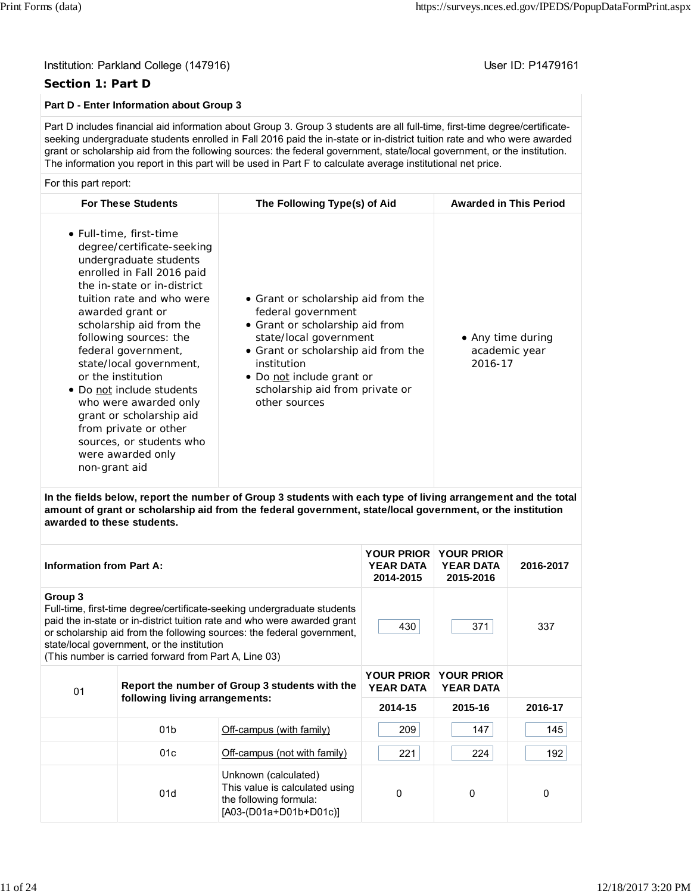Institution: Parkland College (147916)

User ID: P1479161

## Section 1: Part D

### Part D - Enter Information about Group 3

Part D includes financial aid information about Group 3. Group 3 students are all full-time, first-time degree/certificate-seeking undergraduate students enrolled in Fall 2016 paid the in-state or in-district tuition rate and who were awarded grant or scholarship aid from the following sources: the federal government, state/local government, or the institution. The information you report in this part will be used in Part F to calculate average institutional net price.

For this part report:

| For These Students | The Following Type(s) of Aid | Awarded in This Period |
|---|---|---|
| • Full-time, first-time degree/certificate-seeking undergraduate students enrolled in Fall 2016 paid the in-state or in-district tuition rate and who were awarded grant or scholarship aid from the following sources: the federal government, state/local government, or the institution<br>• Do not include students who were awarded only grant or scholarship aid from private or other sources, or students who were awarded only non-grant aid | • Grant or scholarship aid from the federal government<br>• Grant or scholarship aid from state/local government<br>• Grant or scholarship aid from the institution<br>• Do not include grant or scholarship aid from private or other sources | • Any time during academic year 2016-17 |

**In the fields below, report the number of Group 3 students with each type of living arrangement and the total amount of grant or scholarship aid from the federal government, state/local government, or the institution awarded to these students.**

| Information from Part A: | | | YOUR PRIOR YEAR DATA 2014-2015 | YOUR PRIOR YEAR DATA 2015-2016 | 2016-2017 |
|---|---|---|---|---|---|
| **Group 3**<br>Full-time, first-time degree/certificate-seeking undergraduate students paid the in-state or in-district tuition rate and who were awarded grant or scholarship aid from the following sources: the federal government, state/local government, or the institution<br>(This number is carried forward from Part A, Line 03) | | | 430 | 371 | 337 |
| 01 | **Report the number of Group 3 students with the following living arrangements:** | | **YOUR PRIOR YEAR DATA 2014-15** | **YOUR PRIOR YEAR DATA 2015-16** | **2016-17** |
| | 01b | Off-campus (with family) | 209 | 147 | 145 |
| | 01c | Off-campus (not with family) | 221 | 224 | 192 |
| | 01d | Unknown (calculated)<br>This value is calculated using the following formula:<br>[A03-(D01a+D01b+D01c)] | 0 | 0 | 0 |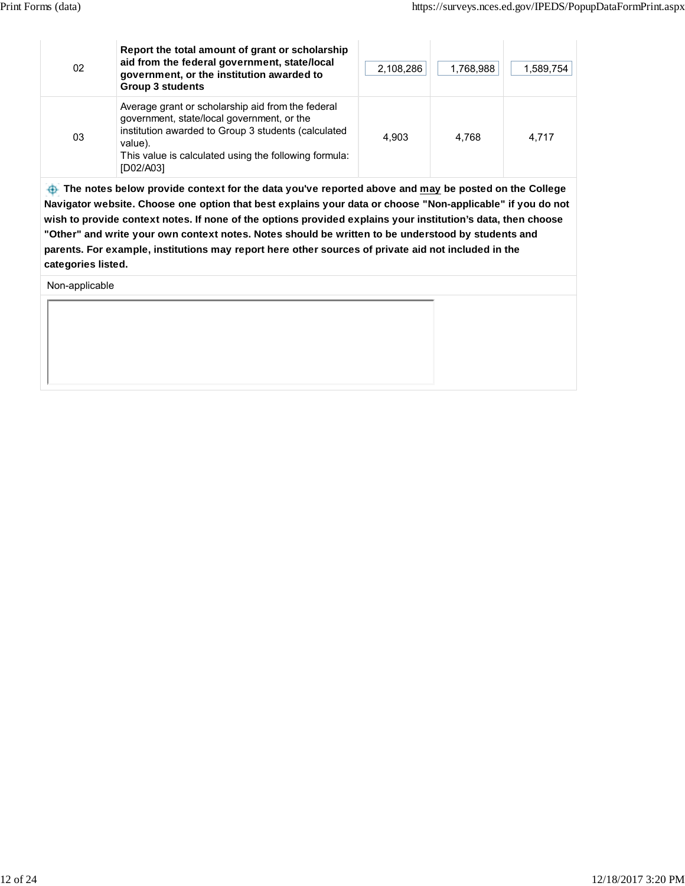| | | | | |
|---|---|---|---|---|
| 02 | **Report the total amount of grant or scholarship aid from the federal government, state/local government, or the institution awarded to Group 3 students** | 2,108,286 | 1,768,988 | 1,589,754 |
| 03 | Average grant or scholarship aid from the federal government, state/local government, or the institution awarded to Group 3 students (calculated value).<br>This value is calculated using the following formula: [D02/A03] | 4,903 | 4,768 | 4,717 |

**The notes below provide context for the data you've reported above and <u>may</u> be posted on the College Navigator website. Choose one option that best explains your data or choose "Non-applicable" if you do not wish to provide context notes. If none of the options provided explains your institution's data, then choose "Other" and write your own context notes. Notes should be written to be understood by students and parents. For example, institutions may report here other sources of private aid not included in the categories listed.**

Non-applicable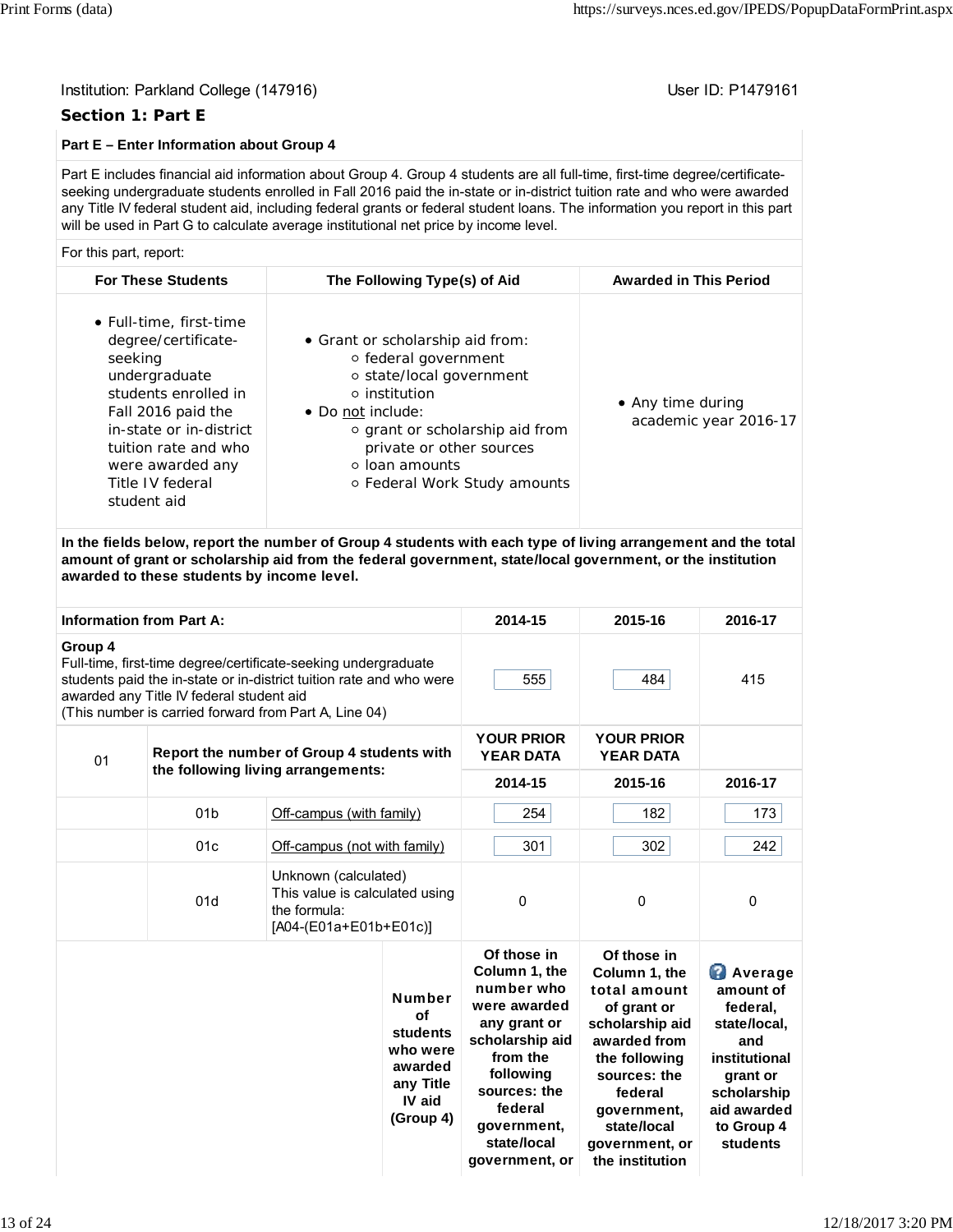Institution: Parkland College (147916)

User ID: P1479161

## Section 1: Part E

### Part E – Enter Information about Group 4

Part E includes financial aid information about Group 4. Group 4 students are all full-time, first-time degree/certificate-seeking undergraduate students enrolled in Fall 2016 paid the in-state or in-district tuition rate and who were awarded any Title IV federal student aid, including federal grants or federal student loans. The information you report in this part will be used in Part G to calculate average institutional net price by income level.

For this part, report:

| For These Students | The Following Type(s) of Aid | Awarded in This Period |
|---|---|---|
| • Full-time, first-time degree/certificate-seeking undergraduate students enrolled in Fall 2016 paid the in-state or in-district tuition rate and who were awarded any Title IV federal student aid | • Grant or scholarship aid from:<br>○ federal government<br>○ state/local government<br>○ institution<br>• Do not include:<br>○ grant or scholarship aid from private or other sources<br>○ loan amounts<br>○ Federal Work Study amounts | • Any time during academic year 2016-17 |

**In the fields below, report the number of Group 4 students with each type of living arrangement and the total amount of grant or scholarship aid from the federal government, state/local government, or the institution awarded to these students by income level.**

| Information from Part A: | | | 2014-15 | 2015-16 | 2016-17 |
|---|---|---|---|---|---|
| **Group 4**<br>Full-time, first-time degree/certificate-seeking undergraduate students paid the in-state or in-district tuition rate and who were awarded any Title IV federal student aid<br>(This number is carried forward from Part A, Line 04) | | | 555 | 484 | 415 |
| 01 | **Report the number of Group 4 students with the following living arrangements:** | | **YOUR PRIOR YEAR DATA**<br>**2014-15** | **YOUR PRIOR YEAR DATA**<br>**2015-16** | **2016-17** |
| | 01b | Off-campus (with family) | 254 | 182 | 173 |
| | 01c | Off-campus (not with family) | 301 | 302 | 242 |
| | 01d | Unknown (calculated)<br>This value is calculated using the formula:<br>[A04-(E01a+E01b+E01c)] | 0 | 0 | 0 |

| | **Number of students who were awarded any Title IV aid (Group 4)** | **Of those in Column 1, the number who were awarded any grant or scholarship aid from the following sources: the federal government, state/local government, or** | **Of those in Column 1, the total amount of grant or scholarship aid awarded from the following sources: the federal government, state/local government, or the institution** | **Average amount of federal, state/local, and institutional grant or scholarship aid awarded to Group 4 students** |
|---|---|---|---|---|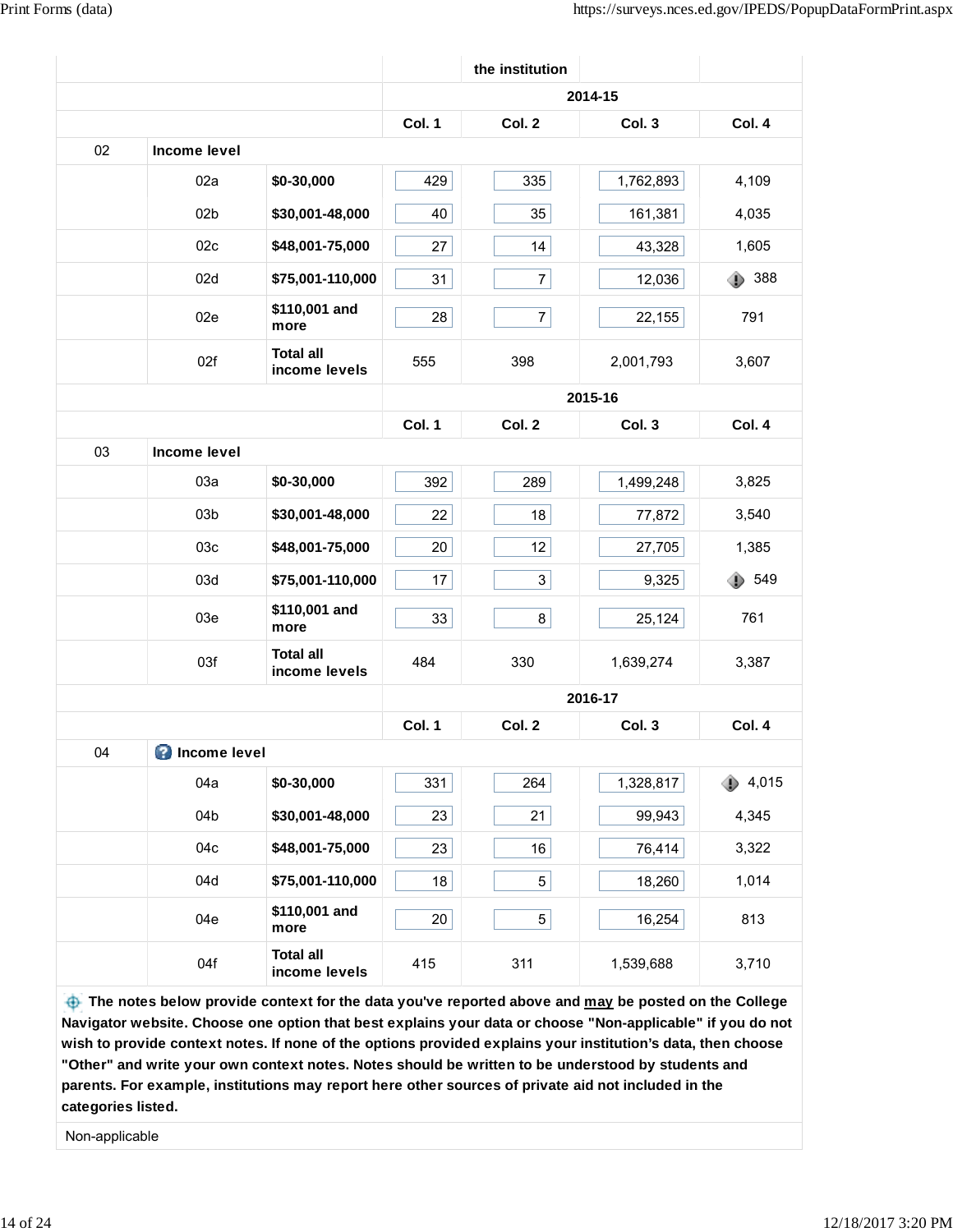| | | | | the institution | | |
|---|---|---|---|---|---|---|
| | | | 2014-15 | | | |
| | | | Col. 1 | Col. 2 | Col. 3 | Col. 4 |
| 02 | **Income level** | | | | | |
| | 02a | **$0-30,000** | 429 | 335 | 1,762,893 | 4,109 |
| | 02b | **$30,001-48,000** | 40 | 35 | 161,381 | 4,035 |
| | 02c | **$48,001-75,000** | 27 | 14 | 43,328 | 1,605 |
| | 02d | **$75,001-110,000** | 31 | 7 | 12,036 | 388 |
| | 02e | **$110,001 and more** | 28 | 7 | 22,155 | 791 |
| | 02f | **Total all income levels** | 555 | 398 | 2,001,793 | 3,607 |
| | | | 2015-16 | | | |
| | | | Col. 1 | Col. 2 | Col. 3 | Col. 4 |
| 03 | **Income level** | | | | | |
| | 03a | **$0-30,000** | 392 | 289 | 1,499,248 | 3,825 |
| | 03b | **$30,001-48,000** | 22 | 18 | 77,872 | 3,540 |
| | 03c | **$48,001-75,000** | 20 | 12 | 27,705 | 1,385 |
| | 03d | **$75,001-110,000** | 17 | 3 | 9,325 | 549 |
| | 03e | **$110,001 and more** | 33 | 8 | 25,124 | 761 |
| | 03f | **Total all income levels** | 484 | 330 | 1,639,274 | 3,387 |
| | | | 2016-17 | | | |
| | | | Col. 1 | Col. 2 | Col. 3 | Col. 4 |
| 04 | **Income level** | | | | | |
| | 04a | **$0-30,000** | 331 | 264 | 1,328,817 | 4,015 |
| | 04b | **$30,001-48,000** | 23 | 21 | 99,943 | 4,345 |
| | 04c | **$48,001-75,000** | 23 | 16 | 76,414 | 3,322 |
| | 04d | **$75,001-110,000** | 18 | 5 | 18,260 | 1,014 |
| | 04e | **$110,001 and more** | 20 | 5 | 16,254 | 813 |
| | 04f | **Total all income levels** | 415 | 311 | 1,539,688 | 3,710 |

**The notes below provide context for the data you've reported above and may be posted on the College Navigator website. Choose one option that best explains your data or choose "Non-applicable" if you do not wish to provide context notes. If none of the options provided explains your institution's data, then choose "Other" and write your own context notes. Notes should be written to be understood by students and parents. For example, institutions may report here other sources of private aid not included in the categories listed.**

Non-applicable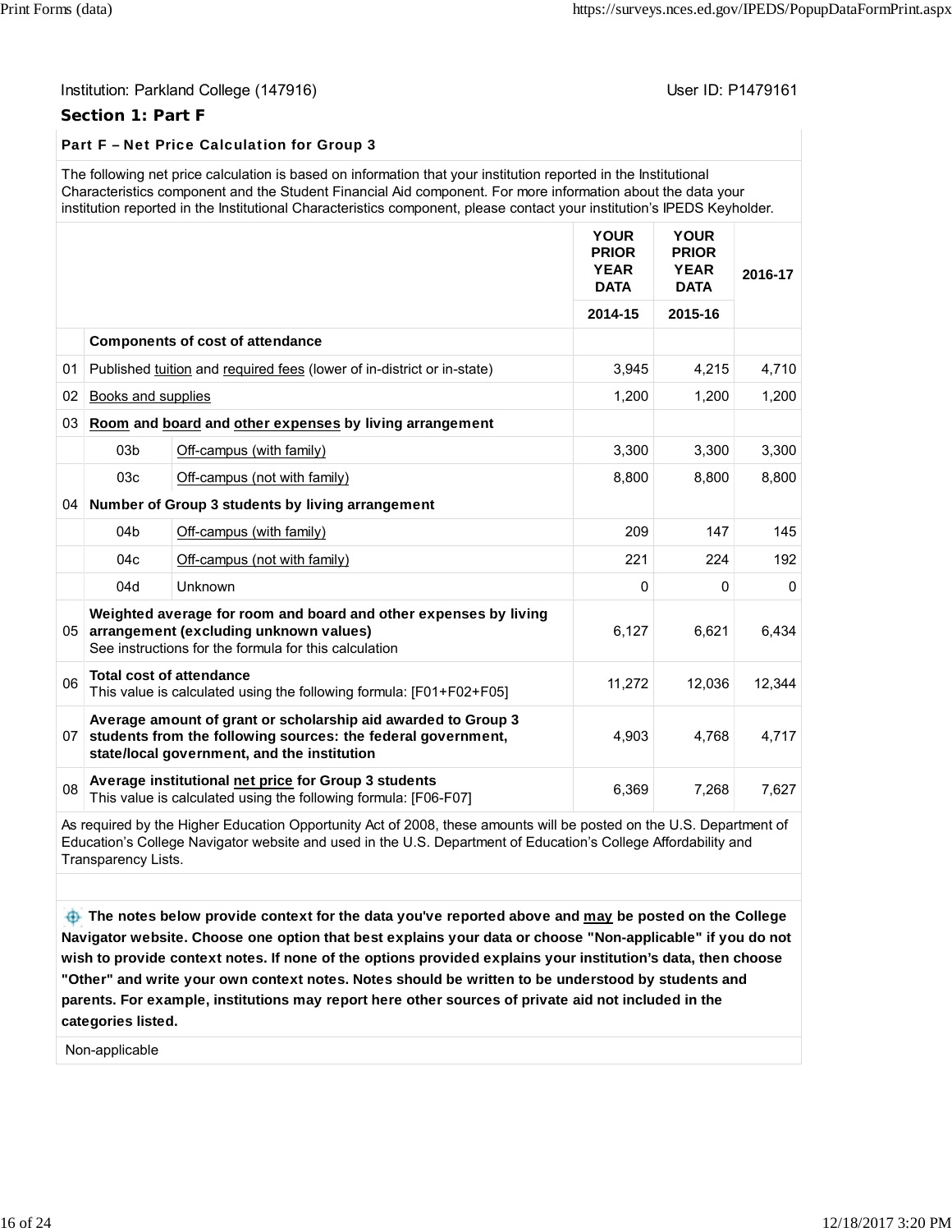Institution: Parkland College (147916)

User ID: P1479161

## Section 1: Part F

### Part F – Net Price Calculation for Group 3

The following net price calculation is based on information that your institution reported in the Institutional Characteristics component and the Student Financial Aid component. For more information about the data your institution reported in the Institutional Characteristics component, please contact your institution's IPEDS Keyholder.

| | | | YOUR PRIOR YEAR DATA 2014-15 | YOUR PRIOR YEAR DATA 2015-16 | 2016-17 |
|---|---|---|---|---|---|
| | **Components of cost of attendance** | | | | |
| 01 | Published tuition and required fees (lower of in-district or in-state) | | 3,945 | 4,215 | 4,710 |
| 02 | Books and supplies | | 1,200 | 1,200 | 1,200 |
| 03 | **Room and board and other expenses by living arrangement** | | | | |
| | 03b | Off-campus (with family) | 3,300 | 3,300 | 3,300 |
| | 03c | Off-campus (not with family) | 8,800 | 8,800 | 8,800 |
| 04 | **Number of Group 3 students by living arrangement** | | | | |
| | 04b | Off-campus (with family) | 209 | 147 | 145 |
| | 04c | Off-campus (not with family) | 221 | 224 | 192 |
| | 04d | Unknown | 0 | 0 | 0 |
| 05 | **Weighted average for room and board and other expenses by living arrangement (excluding unknown values)** See instructions for the formula for this calculation | | 6,127 | 6,621 | 6,434 |
| 06 | **Total cost of attendance** This value is calculated using the following formula: [F01+F02+F05] | | 11,272 | 12,036 | 12,344 |
| 07 | **Average amount of grant or scholarship aid awarded to Group 3 students from the following sources: the federal government, state/local government, and the institution** | | 4,903 | 4,768 | 4,717 |
| 08 | **Average institutional net price for Group 3 students** This value is calculated using the following formula: [F06-F07] | | 6,369 | 7,268 | 7,627 |

As required by the Higher Education Opportunity Act of 2008, these amounts will be posted on the U.S. Department of Education's College Navigator website and used in the U.S. Department of Education's College Affordability and Transparency Lists.

**The notes below provide context for the data you've reported above and may be posted on the College Navigator website. Choose one option that best explains your data or choose "Non-applicable" if you do not wish to provide context notes. If none of the options provided explains your institution's data, then choose "Other" and write your own context notes. Notes should be written to be understood by students and parents. For example, institutions may report here other sources of private aid not included in the categories listed.**

Non-applicable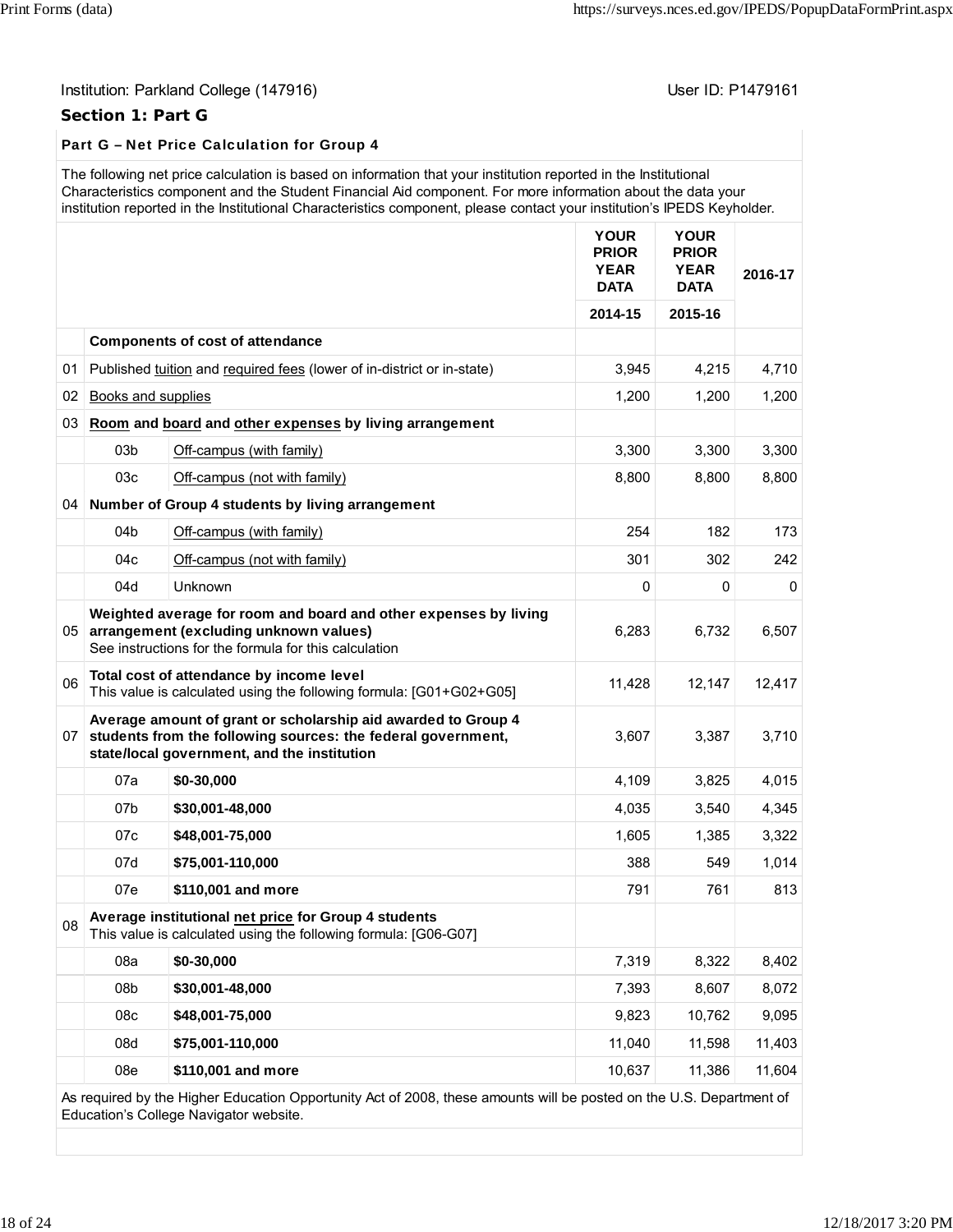Institution: Parkland College (147916)

User ID: P1479161

### Section 1: Part G

**Part G – Net Price Calculation for Group 4**

The following net price calculation is based on information that your institution reported in the Institutional Characteristics component and the Student Financial Aid component. For more information about the data your institution reported in the Institutional Characteristics component, please contact your institution's IPEDS Keyholder.

| | | | YOUR PRIOR YEAR DATA | YOUR PRIOR YEAR DATA | 2016-17 |
|---|---|---|---|---|---|
| | | | 2014-15 | 2015-16 | |
| | **Components of cost of attendance** | | | | |
| 01 | Published tuition and required fees (lower of in-district or in-state) | | 3,945 | 4,215 | 4,710 |
| 02 | Books and supplies | | 1,200 | 1,200 | 1,200 |
| 03 | **Room and board and other expenses by living arrangement** | | | | |
| | 03b | Off-campus (with family) | 3,300 | 3,300 | 3,300 |
| | 03c | Off-campus (not with family) | 8,800 | 8,800 | 8,800 |
| 04 | **Number of Group 4 students by living arrangement** | | | | |
| | 04b | Off-campus (with family) | 254 | 182 | 173 |
| | 04c | Off-campus (not with family) | 301 | 302 | 242 |
| | 04d | Unknown | 0 | 0 | 0 |
| 05 | **Weighted average for room and board and other expenses by living arrangement (excluding unknown values)** See instructions for the formula for this calculation | | 6,283 | 6,732 | 6,507 |
| 06 | **Total cost of attendance by income level** This value is calculated using the following formula: [G01+G02+G05] | | 11,428 | 12,147 | 12,417 |
| 07 | **Average amount of grant or scholarship aid awarded to Group 4 students from the following sources: the federal government, state/local government, and the institution** | | 3,607 | 3,387 | 3,710 |
| | 07a | **$0-30,000** | 4,109 | 3,825 | 4,015 |
| | 07b | **$30,001-48,000** | 4,035 | 3,540 | 4,345 |
| | 07c | **$48,001-75,000** | 1,605 | 1,385 | 3,322 |
| | 07d | **$75,001-110,000** | 388 | 549 | 1,014 |
| | 07e | **$110,001 and more** | 791 | 761 | 813 |
| 08 | **Average institutional net price for Group 4 students** This value is calculated using the following formula: [G06-G07] | | | | |
| | 08a | **$0-30,000** | 7,319 | 8,322 | 8,402 |
| | 08b | **$30,001-48,000** | 7,393 | 8,607 | 8,072 |
| | 08c | **$48,001-75,000** | 9,823 | 10,762 | 9,095 |
| | 08d | **$75,001-110,000** | 11,040 | 11,598 | 11,403 |
| | 08e | **$110,001 and more** | 10,637 | 11,386 | 11,604 |

As required by the Higher Education Opportunity Act of 2008, these amounts will be posted on the U.S. Department of Education's College Navigator website.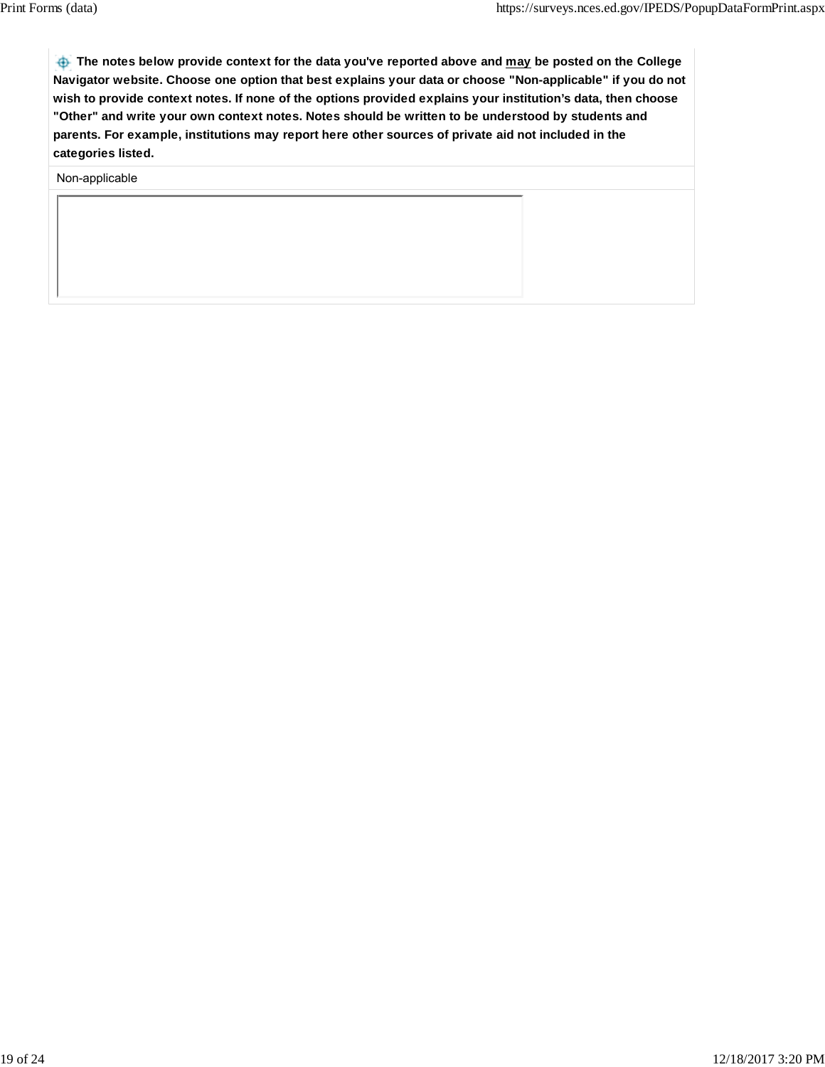**The notes below provide context for the data you've reported above and <u>may</u> be posted on the College Navigator website. Choose one option that best explains your data or choose "Non-applicable" if you do not wish to provide context notes. If none of the options provided explains your institution's data, then choose "Other" and write your own context notes. Notes should be written to be understood by students and parents. For example, institutions may report here other sources of private aid not included in the categories listed.**

Non-applicable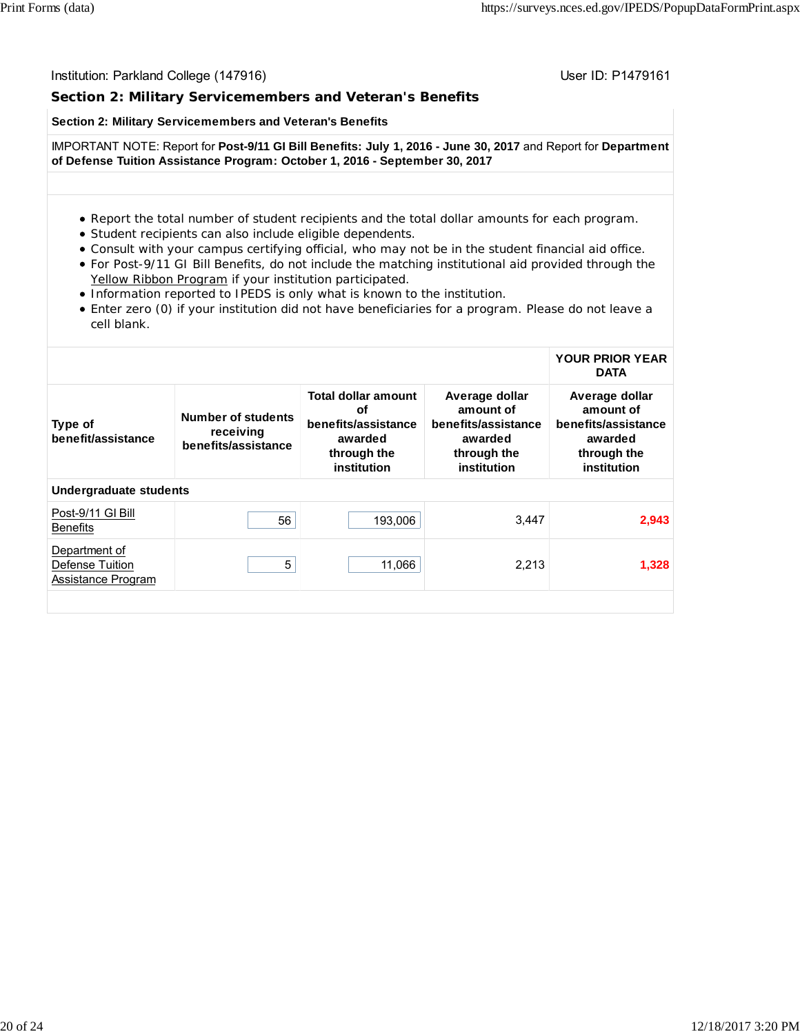Institution: Parkland College (147916)

User ID: P1479161

## Section 2: Military Servicemembers and Veteran's Benefits

**Section 2: Military Servicemembers and Veteran's Benefits**

IMPORTANT NOTE: Report for **Post-9/11 GI Bill Benefits: July 1, 2016 - June 30, 2017** and Report for **Department of Defense Tuition Assistance Program: October 1, 2016 - September 30, 2017**

- Report the total number of student recipients and the total dollar amounts for each program.
- Student recipients can also include eligible dependents.
- Consult with your campus certifying official, who may not be in the student financial aid office.
- For Post-9/11 GI Bill Benefits, do not include the matching institutional aid provided through the Yellow Ribbon Program if your institution participated.
- Information reported to IPEDS is only what is known to the institution.
- Enter zero (0) if your institution did not have beneficiaries for a program. Please do not leave a cell blank.

| | | | | YOUR PRIOR YEAR DATA |
|---|---|---|---|---|
| **Type of benefit/assistance** | **Number of students receiving benefits/assistance** | **Total dollar amount of benefits/assistance awarded through the institution** | **Average dollar amount of benefits/assistance awarded through the institution** | **Average dollar amount of benefits/assistance awarded through the institution** |
| **Undergraduate students** | | | | |
| Post-9/11 GI Bill Benefits | 56 | 193,006 | 3,447 | 2,943 |
| Department of Defense Tuition Assistance Program | 5 | 11,066 | 2,213 | 1,328 |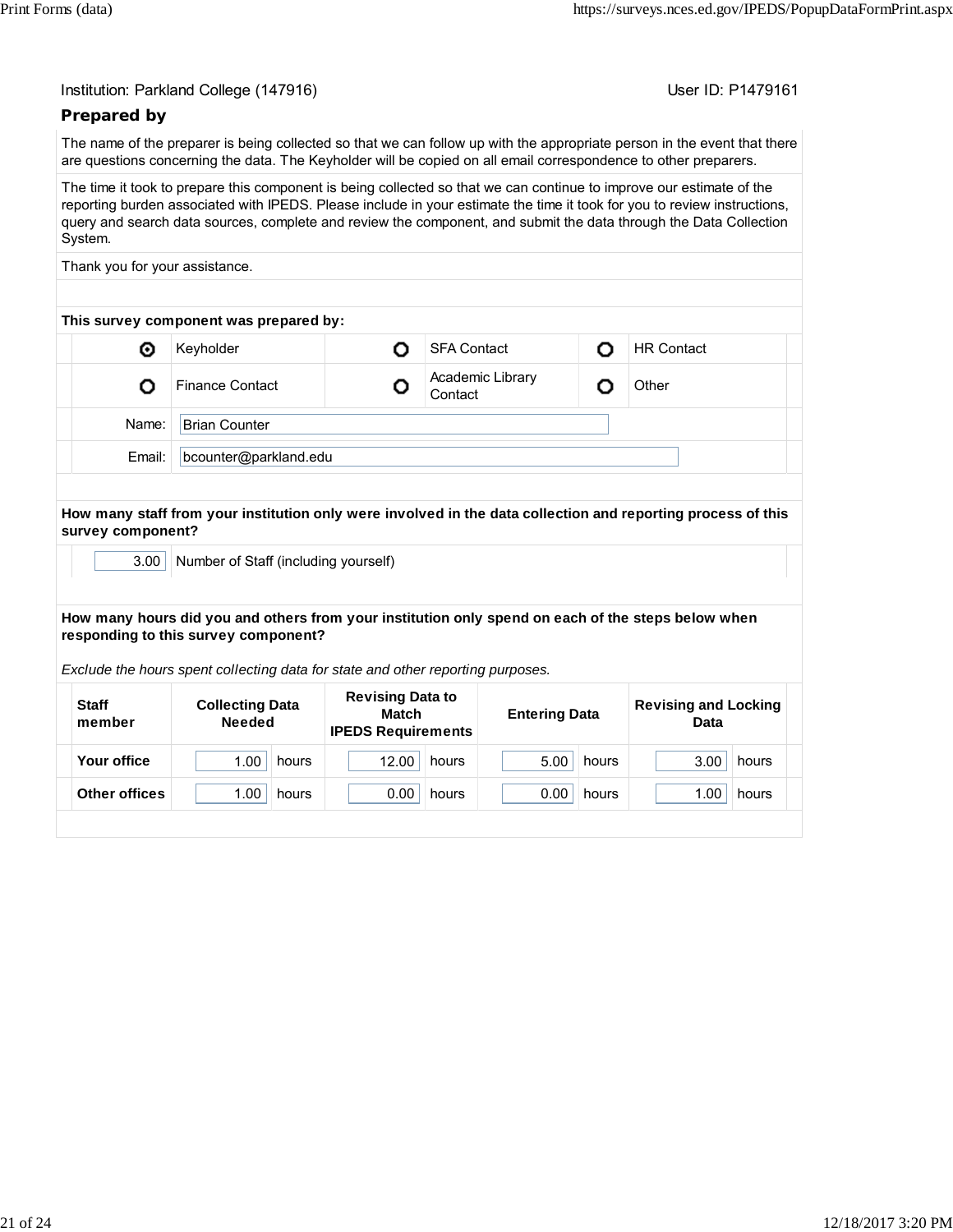Institution: Parkland College (147916)

User ID: P1479161

## Prepared by

The name of the preparer is being collected so that we can follow up with the appropriate person in the event that there are questions concerning the data. The Keyholder will be copied on all email correspondence to other preparers.

The time it took to prepare this component is being collected so that we can continue to improve our estimate of the reporting burden associated with IPEDS. Please include in your estimate the time it took for you to review instructions, query and search data sources, complete and review the component, and submit the data through the Data Collection System.

Thank you for your assistance.

**This survey component was prepared by:**

| | | | | | |
|---|---|---|---|---|---|
| ◉ | Keyholder | ○ | SFA Contact | ○ | HR Contact |
| ○ | Finance Contact | ○ | Academic Library Contact | ○ | Other |

Name: Brian Counter

Email: bcounter@parkland.edu

**How many staff from your institution only were involved in the data collection and reporting process of this survey component?**

3.00 Number of Staff (including yourself)

**How many hours did you and others from your institution only spend on each of the steps below when responding to this survey component?**

*Exclude the hours spent collecting data for state and other reporting purposes.*

| Staff member | Collecting Data Needed | Revising Data to Match IPEDS Requirements | Entering Data | Revising and Locking Data |
|---|---|---|---|---|
| Your office | 1.00 hours | 12.00 hours | 5.00 hours | 3.00 hours |
| Other offices | 1.00 hours | 0.00 hours | 0.00 hours | 1.00 hours |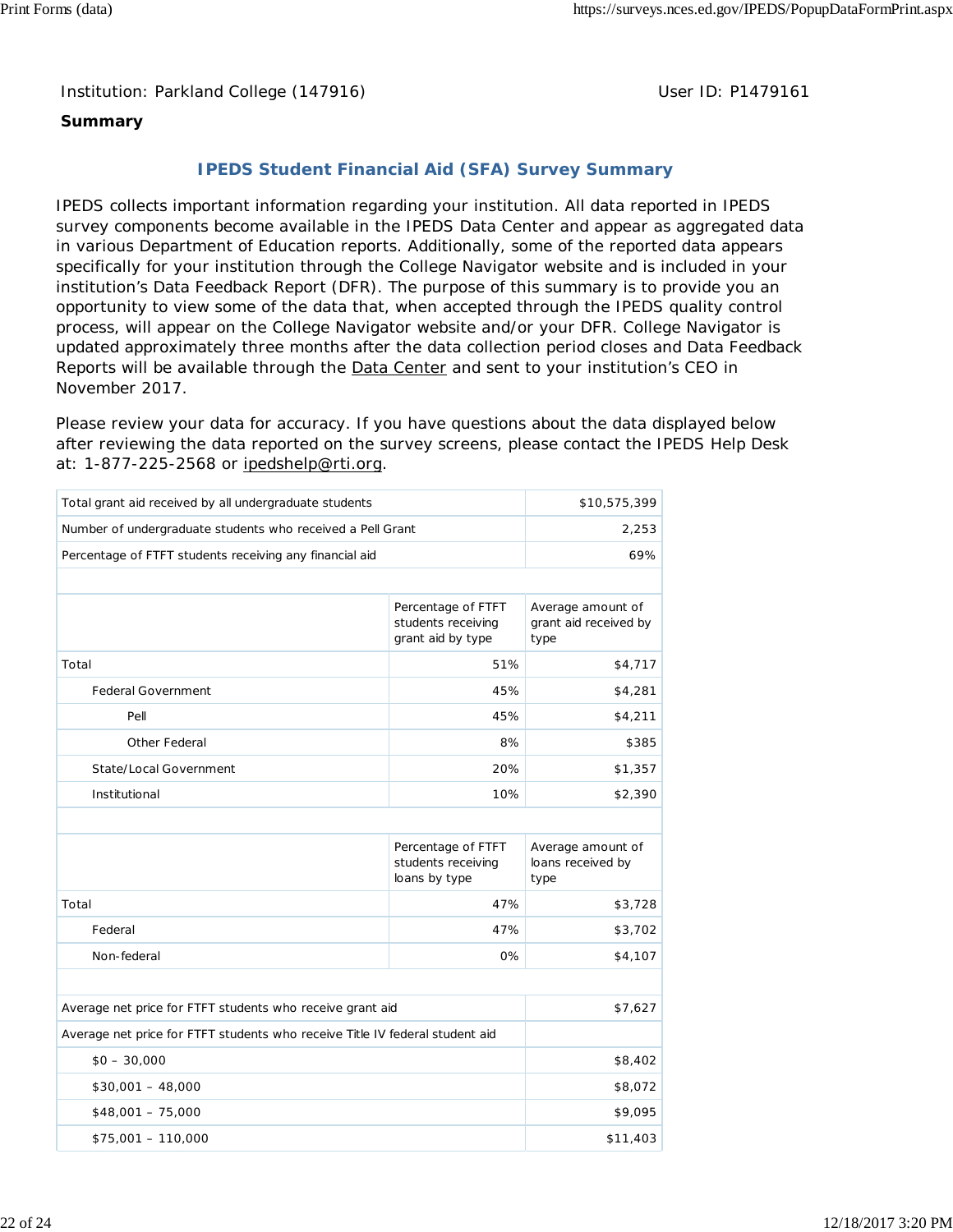Institution: Parkland College (147916) User ID: P1479161

**Summary**

## IPEDS Student Financial Aid (SFA) Survey Summary

IPEDS collects important information regarding your institution. All data reported in IPEDS survey components become available in the IPEDS Data Center and appear as aggregated data in various Department of Education reports. Additionally, some of the reported data appears specifically for your institution through the College Navigator website and is included in your institution's Data Feedback Report (DFR). The purpose of this summary is to provide you an opportunity to view some of the data that, when accepted through the IPEDS quality control process, will appear on the College Navigator website and/or your DFR. College Navigator is updated approximately three months after the data collection period closes and Data Feedback Reports will be available through the Data Center and sent to your institution's CEO in November 2017.

Please review your data for accuracy. If you have questions about the data displayed below after reviewing the data reported on the survey screens, please contact the IPEDS Help Desk at: 1-877-225-2568 or ipedshelp@rti.org.

| | |
|---|---|
| Total grant aid received by all undergraduate students | $10,575,399 |
| Number of undergraduate students who received a Pell Grant | 2,253 |
| Percentage of FTFT students receiving any financial aid | 69% |

| | Percentage of FTFT students receiving grant aid by type | Average amount of grant aid received by type |
|---|---|---|
| Total | 51% | $4,717 |
| Federal Government | 45% | $4,281 |
| Pell | 45% | $4,211 |
| Other Federal | 8% | $385 |
| State/Local Government | 20% | $1,357 |
| Institutional | 10% | $2,390 |

| | Percentage of FTFT students receiving loans by type | Average amount of loans received by type |
|---|---|---|
| Total | 47% | $3,728 |
| Federal | 47% | $3,702 |
| Non-federal | 0% | $4,107 |

| | |
|---|---|
| Average net price for FTFT students who receive grant aid | $7,627 |
| Average net price for FTFT students who receive Title IV federal student aid | |
| $0 – 30,000 | $8,402 |
| $30,001 – 48,000 | $8,072 |
| $48,001 – 75,000 | $9,095 |
| $75,001 – 110,000 | $11,403 |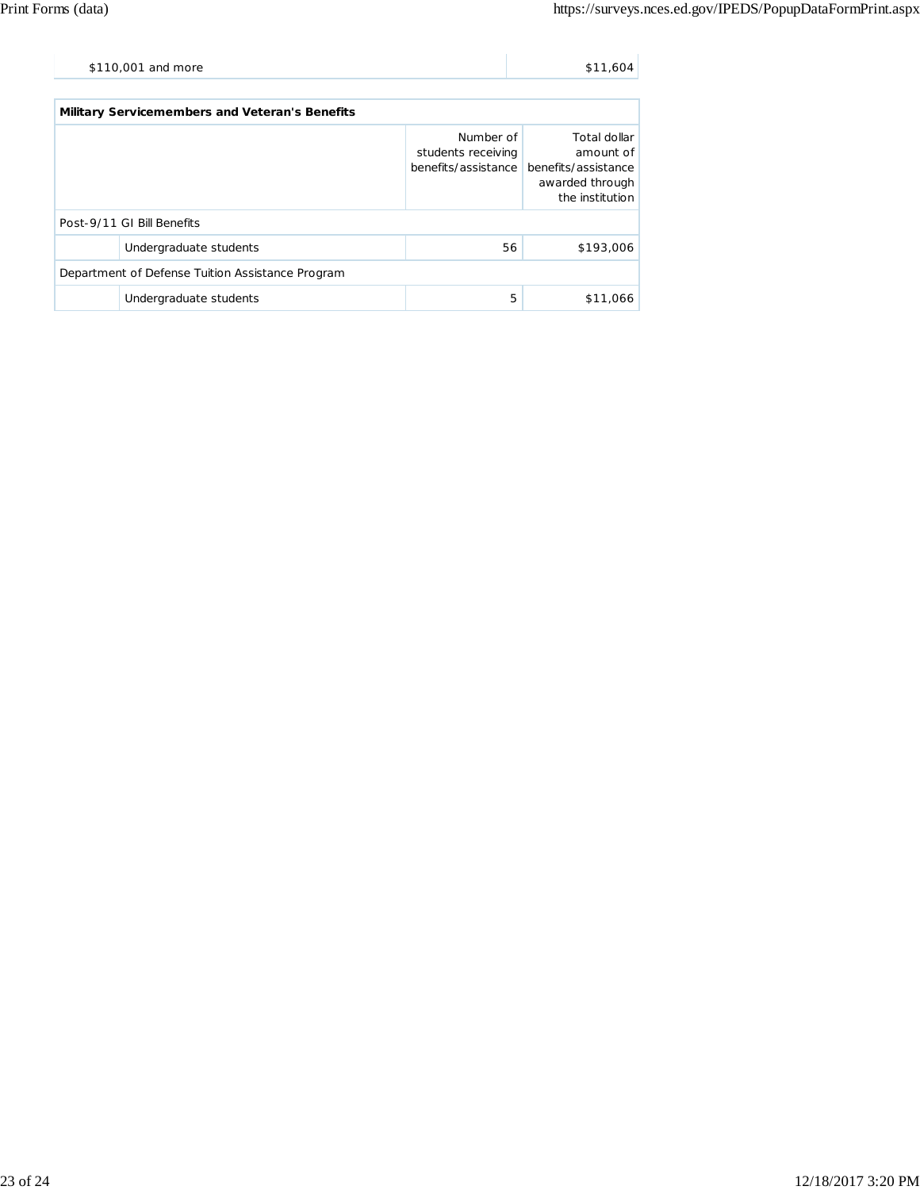| $110,001 and more | $11,604 |
|---|---|

| Military Servicemembers and Veteran's Benefits | | | |
|---|---|---|---|
| | | Number of students receiving benefits/assistance | Total dollar amount of benefits/assistance awarded through the institution |
| Post-9/11 GI Bill Benefits | | | |
| | Undergraduate students | 56 | $193,006 |
| Department of Defense Tuition Assistance Program | | | |
| | Undergraduate students | 5 | $11,066 |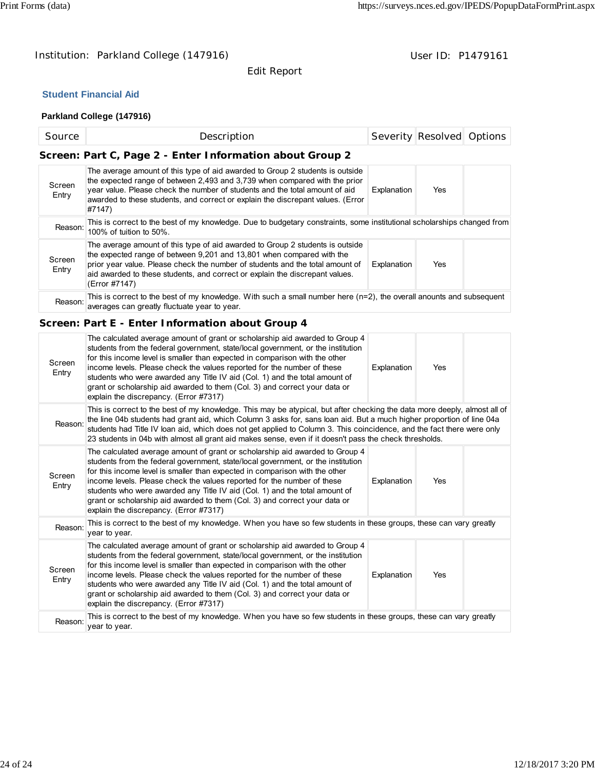Institution: Parkland College (147916)

User ID: P1479161

Edit Report

### Student Financial Aid

**Parkland College (147916)**

| Source | Description | Severity | Resolved | Options |
|---|---|---|---|---|
| **Screen: Part C, Page 2 - Enter Information about Group 2** | | | | |
| Screen Entry | The average amount of this type of aid awarded to Group 2 students is outside the expected range of between 2,493 and 3,739 when compared with the prior year value. Please check the number of students and the total amount of aid awarded to these students, and correct or explain the discrepant values. (Error #7147) | Explanation | Yes | |
| Reason: | This is correct to the best of my knowledge. Due to budgetary constraints, some institutional scholarships changed from 100% of tuition to 50%. | | | |
| Screen Entry | The average amount of this type of aid awarded to Group 2 students is outside the expected range of between 9,201 and 13,801 when compared with the prior year value. Please check the number of students and the total amount of aid awarded to these students, and correct or explain the discrepant values. (Error #7147) | Explanation | Yes | |
| Reason: | This is correct to the best of my knowledge. With such a small number here (n=2), the overall anounts and subsequent averages can greatly fluctuate year to year. | | | |
| **Screen: Part E - Enter Information about Group 4** | | | | |
| Screen Entry | The calculated average amount of grant or scholarship aid awarded to Group 4 students from the federal government, state/local government, or the institution for this income level is smaller than expected in comparison with the other income levels. Please check the values reported for the number of these students who were awarded any Title IV aid (Col. 1) and the total amount of grant or scholarship aid awarded to them (Col. 3) and correct your data or explain the discrepancy. (Error #7317) | Explanation | Yes | |
| Reason: | This is correct to the best of my knowledge. This may be atypical, but after checking the data more deeply, almost all of the line 04b students had grant aid, which Column 3 asks for, sans loan aid. But a much higher proportion of line 04a students had Title IV loan aid, which does not get applied to Column 3. This coincidence, and the fact there were only 23 students in 04b with almost all grant aid makes sense, even if it doesn't pass the check thresholds. | | | |
| Screen Entry | The calculated average amount of grant or scholarship aid awarded to Group 4 students from the federal government, state/local government, or the institution for this income level is smaller than expected in comparison with the other income levels. Please check the values reported for the number of these students who were awarded any Title IV aid (Col. 1) and the total amount of grant or scholarship aid awarded to them (Col. 3) and correct your data or explain the discrepancy. (Error #7317) | Explanation | Yes | |
| Reason: | This is correct to the best of my knowledge. When you have so few students in these groups, these can vary greatly year to year. | | | |
| Screen Entry | The calculated average amount of grant or scholarship aid awarded to Group 4 students from the federal government, state/local government, or the institution for this income level is smaller than expected in comparison with the other income levels. Please check the values reported for the number of these students who were awarded any Title IV aid (Col. 1) and the total amount of grant or scholarship aid awarded to them (Col. 3) and correct your data or explain the discrepancy. (Error #7317) | Explanation | Yes | |
| Reason: | This is correct to the best of my knowledge. When you have so few students in these groups, these can vary greatly year to year. | | | |